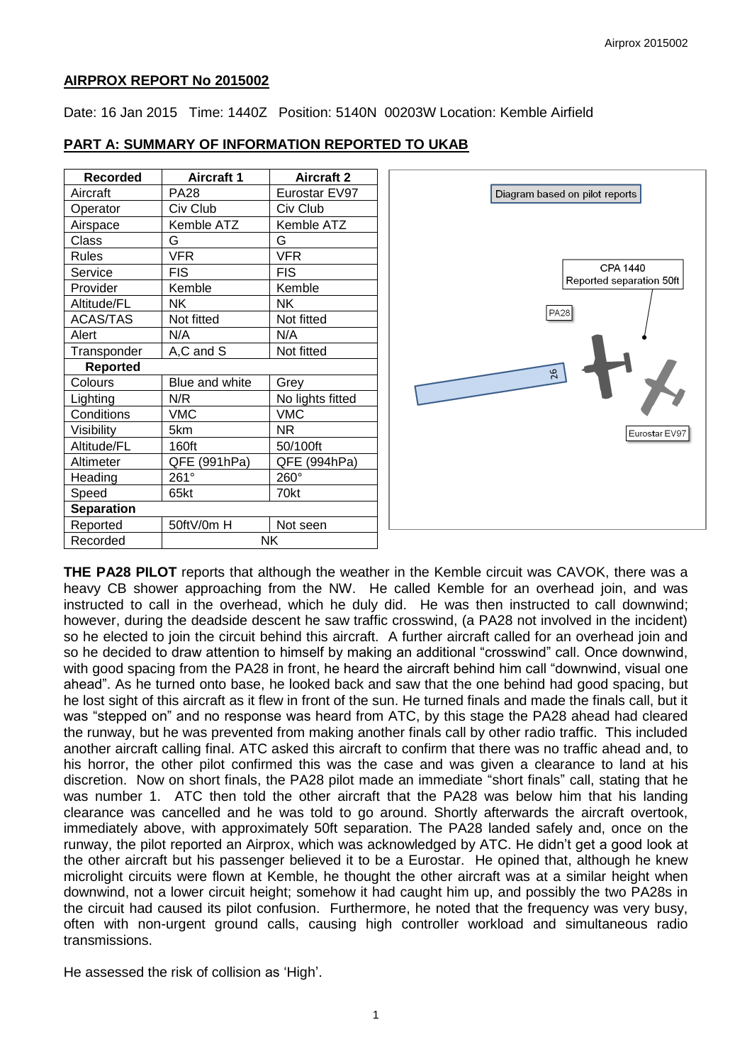## AIRPROX REPORT No 2015002

Date: 16 Jan 2015 Time: 1440Z Position: 5140N 00203W Location: Kemble Airfield

## PART A: SUMMARY OF INFORMATION REPORTED TO UKAB

| Recorded | Aircraft 1 | Aircraft 2 |
| --- | --- | --- |
| Aircraft | PA28 | Eurostar EV97 |
| Operator | Civ Club | Civ Club |
| Airspace | Kemble ATZ | Kemble ATZ |
| Class | G | G |
| Rules | VFR | VFR |
| Service | FIS | FIS |
| Provider | Kemble | Kemble |
| Altitude/FL | NK | NK |
| ACAS/TAS | Not fitted | Not fitted |
| Alert | N/A | N/A |
| Transponder | A,C and S | Not fitted |
| **Reported** | | |
| Colours | Blue and white | Grey |
| Lighting | N/R | No lights fitted |
| Conditions | VMC | VMC |
| Visibility | 5km | NR |
| Altitude/FL | 160ft | 50/100ft |
| Altimeter | QFE (991hPa) | QFE (994hPa) |
| Heading | 261° | 260° |
| Speed | 65kt | 70kt |
| **Separation** | | |
| Reported | 50ftV/0m H | Not seen |
| Recorded | NK | |

Diagram based on pilot reports

CPA 1440
Reported separation 50ft

**THE PA28 PILOT** reports that although the weather in the Kemble circuit was CAVOK, there was a heavy CB shower approaching from the NW. He called Kemble for an overhead join, and was instructed to call in the overhead, which he duly did. He was then instructed to call downwind; however, during the deadside descent he saw traffic crosswind, (a PA28 not involved in the incident) so he elected to join the circuit behind this aircraft. A further aircraft called for an overhead join and so he decided to draw attention to himself by making an additional "crosswind" call. Once downwind, with good spacing from the PA28 in front, he heard the aircraft behind him call "downwind, visual one ahead". As he turned onto base, he looked back and saw that the one behind had good spacing, but he lost sight of this aircraft as it flew in front of the sun. He turned finals and made the finals call, but it was "stepped on" and no response was heard from ATC, by this stage the PA28 ahead had cleared the runway, but he was prevented from making another finals call by other radio traffic. This included another aircraft calling final. ATC asked this aircraft to confirm that there was no traffic ahead and, to his horror, the other pilot confirmed this was the case and was given a clearance to land at his discretion. Now on short finals, the PA28 pilot made an immediate "short finals" call, stating that he was number 1. ATC then told the other aircraft that the PA28 was below him that his landing clearance was cancelled and he was told to go around. Shortly afterwards the aircraft overtook, immediately above, with approximately 50ft separation. The PA28 landed safely and, once on the runway, the pilot reported an Airprox, which was acknowledged by ATC. He didn't get a good look at the other aircraft but his passenger believed it to be a Eurostar. He opined that, although he knew microlight circuits were flown at Kemble, he thought the other aircraft was at a similar height when downwind, not a lower circuit height; somehow it had caught him up, and possibly the two PA28s in the circuit had caused its pilot confusion. Furthermore, he noted that the frequency was very busy, often with non-urgent ground calls, causing high controller workload and simultaneous radio transmissions.

He assessed the risk of collision as 'High'.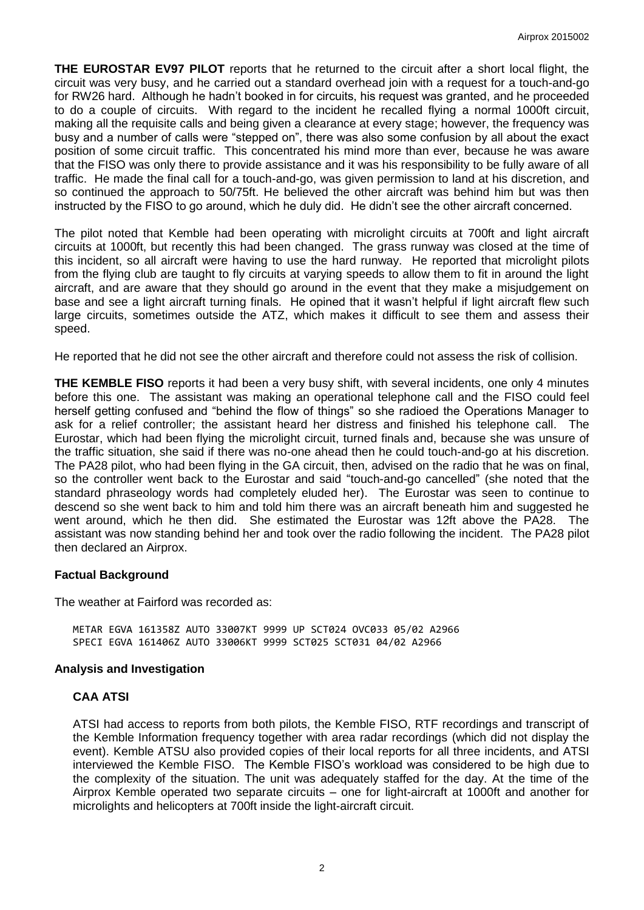**THE EUROSTAR EV97 PILOT** reports that he returned to the circuit after a short local flight, the circuit was very busy, and he carried out a standard overhead join with a request for a touch-and-go for RW26 hard. Although he hadn't booked in for circuits, his request was granted, and he proceeded to do a couple of circuits. With regard to the incident he recalled flying a normal 1000ft circuit, making all the requisite calls and being given a clearance at every stage; however, the frequency was busy and a number of calls were "stepped on", there was also some confusion by all about the exact position of some circuit traffic. This concentrated his mind more than ever, because he was aware that the FISO was only there to provide assistance and it was his responsibility to be fully aware of all traffic. He made the final call for a touch-and-go, was given permission to land at his discretion, and so continued the approach to 50/75ft. He believed the other aircraft was behind him but was then instructed by the FISO to go around, which he duly did. He didn't see the other aircraft concerned.

The pilot noted that Kemble had been operating with microlight circuits at 700ft and light aircraft circuits at 1000ft, but recently this had been changed. The grass runway was closed at the time of this incident, so all aircraft were having to use the hard runway. He reported that microlight pilots from the flying club are taught to fly circuits at varying speeds to allow them to fit in around the light aircraft, and are aware that they should go around in the event that they make a misjudgement on base and see a light aircraft turning finals. He opined that it wasn't helpful if light aircraft flew such large circuits, sometimes outside the ATZ, which makes it difficult to see them and assess their speed.

He reported that he did not see the other aircraft and therefore could not assess the risk of collision.

**THE KEMBLE FISO** reports it had been a very busy shift, with several incidents, one only 4 minutes before this one. The assistant was making an operational telephone call and the FISO could feel herself getting confused and "behind the flow of things" so she radioed the Operations Manager to ask for a relief controller; the assistant heard her distress and finished his telephone call. The Eurostar, which had been flying the microlight circuit, turned finals and, because she was unsure of the traffic situation, she said if there was no-one ahead then he could touch-and-go at his discretion. The PA28 pilot, who had been flying in the GA circuit, then, advised on the radio that he was on final, so the controller went back to the Eurostar and said "touch-and-go cancelled" (she noted that the standard phraseology words had completely eluded her). The Eurostar was seen to continue to descend so she went back to him and told him there was an aircraft beneath him and suggested he went around, which he then did. She estimated the Eurostar was 12ft above the PA28. The assistant was now standing behind her and took over the radio following the incident. The PA28 pilot then declared an Airprox.

## Factual Background

The weather at Fairford was recorded as:

```
METAR EGVA 161358Z AUTO 33007KT 9999 UP SCT024 OVC033 05/02 A2966
SPECI EGVA 161406Z AUTO 33006KT 9999 SCT025 SCT031 04/02 A2966
```

## Analysis and Investigation

### CAA ATSI

ATSI had access to reports from both pilots, the Kemble FISO, RTF recordings and transcript of the Kemble Information frequency together with area radar recordings (which did not display the event). Kemble ATSU also provided copies of their local reports for all three incidents, and ATSI interviewed the Kemble FISO. The Kemble FISO's workload was considered to be high due to the complexity of the situation. The unit was adequately staffed for the day. At the time of the Airprox Kemble operated two separate circuits – one for light-aircraft at 1000ft and another for microlights and helicopters at 700ft inside the light-aircraft circuit.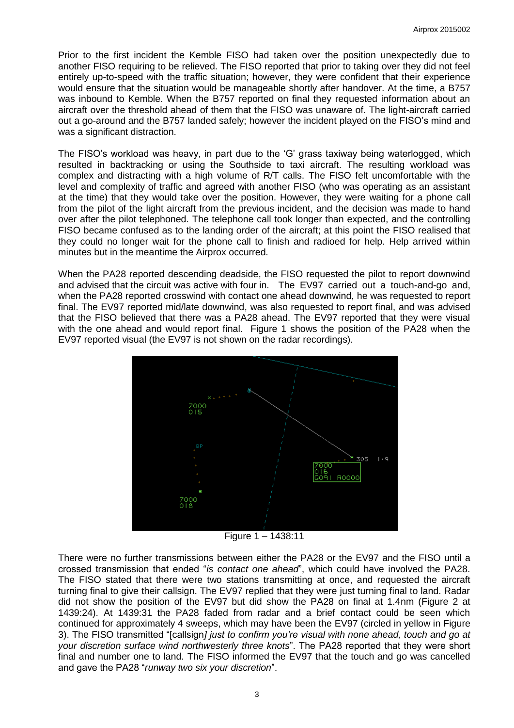Prior to the first incident the Kemble FISO had taken over the position unexpectedly due to another FISO requiring to be relieved. The FISO reported that prior to taking over they did not feel entirely up-to-speed with the traffic situation; however, they were confident that their experience would ensure that the situation would be manageable shortly after handover. At the time, a B757 was inbound to Kemble. When the B757 reported on final they requested information about an aircraft over the threshold ahead of them that the FISO was unaware of. The light-aircraft carried out a go-around and the B757 landed safely; however the incident played on the FISO's mind and was a significant distraction.

The FISO's workload was heavy, in part due to the 'G' grass taxiway being waterlogged, which resulted in backtracking or using the Southside to taxi aircraft. The resulting workload was complex and distracting with a high volume of R/T calls. The FISO felt uncomfortable with the level and complexity of traffic and agreed with another FISO (who was operating as an assistant at the time) that they would take over the position. However, they were waiting for a phone call from the pilot of the light aircraft from the previous incident, and the decision was made to hand over after the pilot telephoned. The telephone call took longer than expected, and the controlling FISO became confused as to the landing order of the aircraft; at this point the FISO realised that they could no longer wait for the phone call to finish and radioed for help. Help arrived within minutes but in the meantime the Airprox occurred.

When the PA28 reported descending deadside, the FISO requested the pilot to report downwind and advised that the circuit was active with four in. The EV97 carried out a touch-and-go and, when the PA28 reported crosswind with contact one ahead downwind, he was requested to report final. The EV97 reported mid/late downwind, was also requested to report final, and was advised that the FISO believed that there was a PA28 ahead. The EV97 reported that they were visual with the one ahead and would report final. Figure 1 shows the position of the PA28 when the EV97 reported visual (the EV97 is not shown on the radar recordings).

Figure 1 – 1438:11

There were no further transmissions between either the PA28 or the EV97 and the FISO until a crossed transmission that ended "*is contact one ahead*", which could have involved the PA28. The FISO stated that there were two stations transmitting at once, and requested the aircraft turning final to give their callsign. The EV97 replied that they were just turning final to land. Radar did not show the position of the EV97 but did show the PA28 on final at 1.4nm (Figure 2 at 1439:24). At 1439:31 the PA28 faded from radar and a brief contact could be seen which continued for approximately 4 sweeps, which may have been the EV97 (circled in yellow in Figure 3). The FISO transmitted "[callsign] *just to confirm you're visual with none ahead, touch and go at your discretion surface wind northwesterly three knots*". The PA28 reported that they were short final and number one to land. The FISO informed the EV97 that the touch and go was cancelled and gave the PA28 "*runway two six your discretion*".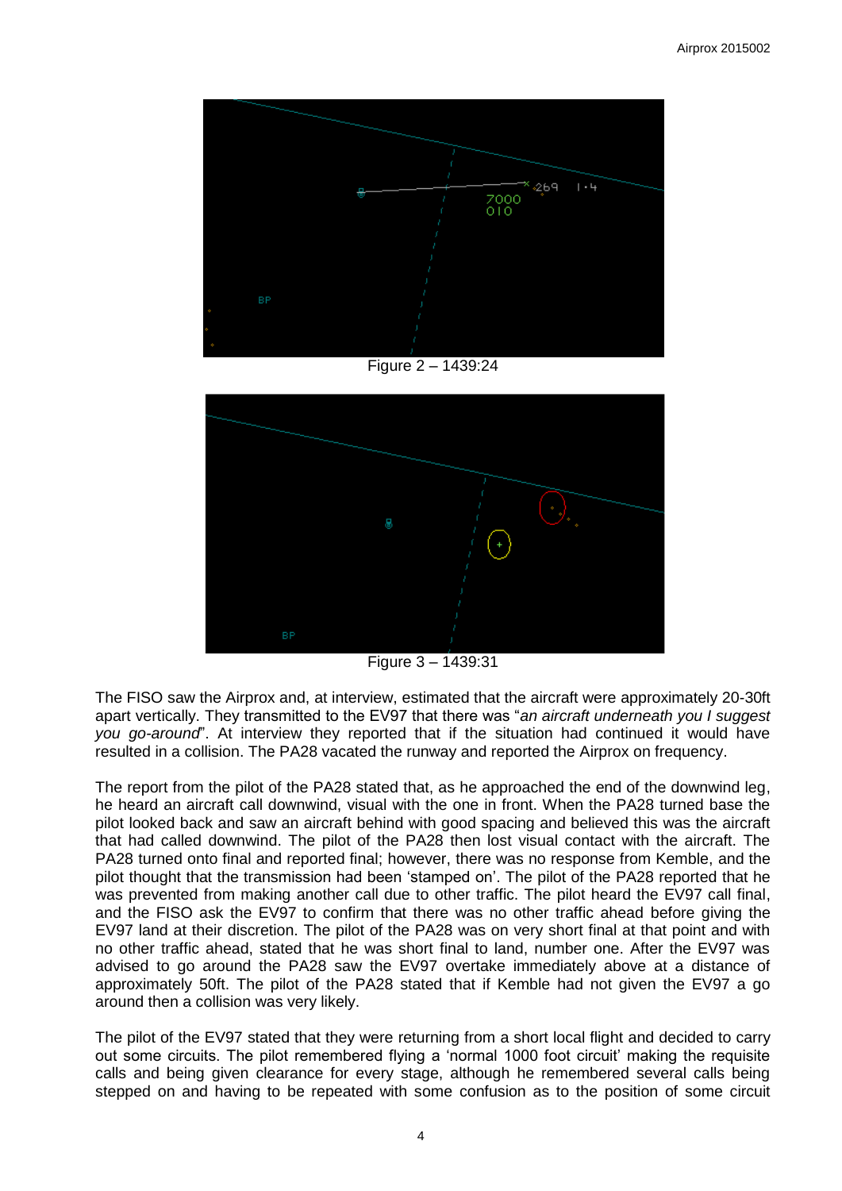Figure 2 – 1439:24

Figure 3 – 1439:31

The FISO saw the Airprox and, at interview, estimated that the aircraft were approximately 20-30ft apart vertically. They transmitted to the EV97 that there was "*an aircraft underneath you I suggest you go-around*". At interview they reported that if the situation had continued it would have resulted in a collision. The PA28 vacated the runway and reported the Airprox on frequency.

The report from the pilot of the PA28 stated that, as he approached the end of the downwind leg, he heard an aircraft call downwind, visual with the one in front. When the PA28 turned base the pilot looked back and saw an aircraft behind with good spacing and believed this was the aircraft that had called downwind. The pilot of the PA28 then lost visual contact with the aircraft. The PA28 turned onto final and reported final; however, there was no response from Kemble, and the pilot thought that the transmission had been 'stamped on'. The pilot of the PA28 reported that he was prevented from making another call due to other traffic. The pilot heard the EV97 call final, and the FISO ask the EV97 to confirm that there was no other traffic ahead before giving the EV97 land at their discretion. The pilot of the PA28 was on very short final at that point and with no other traffic ahead, stated that he was short final to land, number one. After the EV97 was advised to go around the PA28 saw the EV97 overtake immediately above at a distance of approximately 50ft. The pilot of the PA28 stated that if Kemble had not given the EV97 a go around then a collision was very likely.

The pilot of the EV97 stated that they were returning from a short local flight and decided to carry out some circuits. The pilot remembered flying a 'normal 1000 foot circuit' making the requisite calls and being given clearance for every stage, although he remembered several calls being stepped on and having to be repeated with some confusion as to the position of some circuit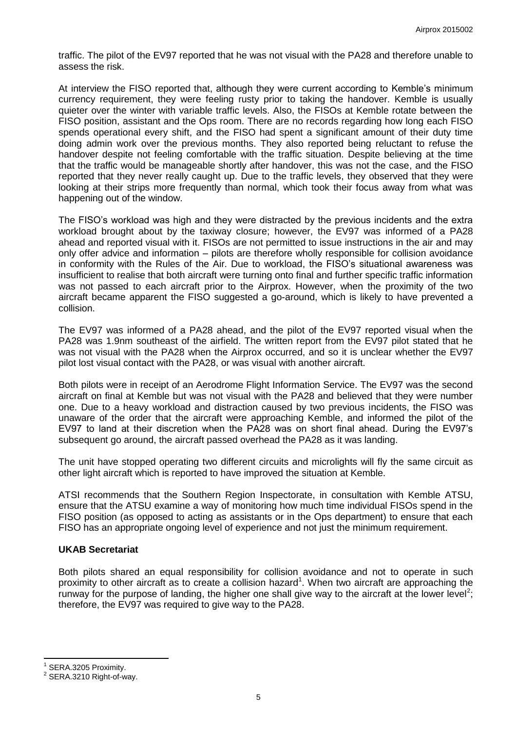traffic. The pilot of the EV97 reported that he was not visual with the PA28 and therefore unable to assess the risk.

At interview the FISO reported that, although they were current according to Kemble's minimum currency requirement, they were feeling rusty prior to taking the handover. Kemble is usually quieter over the winter with variable traffic levels. Also, the FISOs at Kemble rotate between the FISO position, assistant and the Ops room. There are no records regarding how long each FISO spends operational every shift, and the FISO had spent a significant amount of their duty time doing admin work over the previous months. They also reported being reluctant to refuse the handover despite not feeling comfortable with the traffic situation. Despite believing at the time that the traffic would be manageable shortly after handover, this was not the case, and the FISO reported that they never really caught up. Due to the traffic levels, they observed that they were looking at their strips more frequently than normal, which took their focus away from what was happening out of the window.

The FISO's workload was high and they were distracted by the previous incidents and the extra workload brought about by the taxiway closure; however, the EV97 was informed of a PA28 ahead and reported visual with it. FISOs are not permitted to issue instructions in the air and may only offer advice and information – pilots are therefore wholly responsible for collision avoidance in conformity with the Rules of the Air. Due to workload, the FISO's situational awareness was insufficient to realise that both aircraft were turning onto final and further specific traffic information was not passed to each aircraft prior to the Airprox. However, when the proximity of the two aircraft became apparent the FISO suggested a go-around, which is likely to have prevented a collision.

The EV97 was informed of a PA28 ahead, and the pilot of the EV97 reported visual when the PA28 was 1.9nm southeast of the airfield. The written report from the EV97 pilot stated that he was not visual with the PA28 when the Airprox occurred, and so it is unclear whether the EV97 pilot lost visual contact with the PA28, or was visual with another aircraft.

Both pilots were in receipt of an Aerodrome Flight Information Service. The EV97 was the second aircraft on final at Kemble but was not visual with the PA28 and believed that they were number one. Due to a heavy workload and distraction caused by two previous incidents, the FISO was unaware of the order that the aircraft were approaching Kemble, and informed the pilot of the EV97 to land at their discretion when the PA28 was on short final ahead. During the EV97's subsequent go around, the aircraft passed overhead the PA28 as it was landing.

The unit have stopped operating two different circuits and microlights will fly the same circuit as other light aircraft which is reported to have improved the situation at Kemble.

ATSI recommends that the Southern Region Inspectorate, in consultation with Kemble ATSU, ensure that the ATSU examine a way of monitoring how much time individual FISOs spend in the FISO position (as opposed to acting as assistants or in the Ops department) to ensure that each FISO has an appropriate ongoing level of experience and not just the minimum requirement.

### UKAB Secretariat

Both pilots shared an equal responsibility for collision avoidance and not to operate in such proximity to other aircraft as to create a collision hazard[1]. When two aircraft are approaching the runway for the purpose of landing, the higher one shall give way to the aircraft at the lower level[2]; therefore, the EV97 was required to give way to the PA28.

---

[1] SERA.3205 Proximity.

[2] SERA.3210 Right-of-way.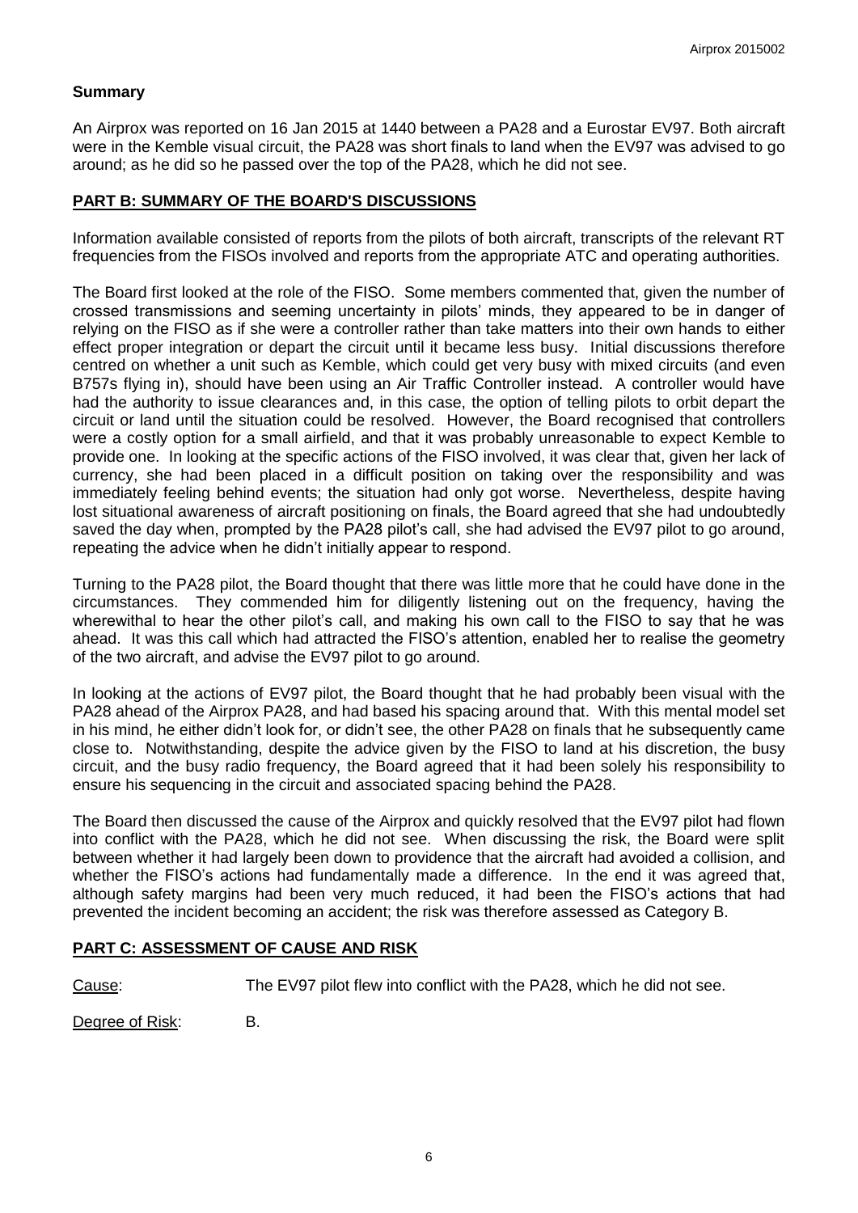**Summary**

An Airprox was reported on 16 Jan 2015 at 1440 between a PA28 and a Eurostar EV97. Both aircraft were in the Kemble visual circuit, the PA28 was short finals to land when the EV97 was advised to go around; as he did so he passed over the top of the PA28, which he did not see.

## PART B: SUMMARY OF THE BOARD'S DISCUSSIONS

Information available consisted of reports from the pilots of both aircraft, transcripts of the relevant RT frequencies from the FISOs involved and reports from the appropriate ATC and operating authorities.

The Board first looked at the role of the FISO. Some members commented that, given the number of crossed transmissions and seeming uncertainty in pilots' minds, they appeared to be in danger of relying on the FISO as if she were a controller rather than take matters into their own hands to either effect proper integration or depart the circuit until it became less busy. Initial discussions therefore centred on whether a unit such as Kemble, which could get very busy with mixed circuits (and even B757s flying in), should have been using an Air Traffic Controller instead. A controller would have had the authority to issue clearances and, in this case, the option of telling pilots to orbit depart the circuit or land until the situation could be resolved. However, the Board recognised that controllers were a costly option for a small airfield, and that it was probably unreasonable to expect Kemble to provide one. In looking at the specific actions of the FISO involved, it was clear that, given her lack of currency, she had been placed in a difficult position on taking over the responsibility and was immediately feeling behind events; the situation had only got worse. Nevertheless, despite having lost situational awareness of aircraft positioning on finals, the Board agreed that she had undoubtedly saved the day when, prompted by the PA28 pilot's call, she had advised the EV97 pilot to go around, repeating the advice when he didn't initially appear to respond.

Turning to the PA28 pilot, the Board thought that there was little more that he could have done in the circumstances. They commended him for diligently listening out on the frequency, having the wherewithal to hear the other pilot's call, and making his own call to the FISO to say that he was ahead. It was this call which had attracted the FISO's attention, enabled her to realise the geometry of the two aircraft, and advise the EV97 pilot to go around.

In looking at the actions of EV97 pilot, the Board thought that he had probably been visual with the PA28 ahead of the Airprox PA28, and had based his spacing around that. With this mental model set in his mind, he either didn't look for, or didn't see, the other PA28 on finals that he subsequently came close to. Notwithstanding, despite the advice given by the FISO to land at his discretion, the busy circuit, and the busy radio frequency, the Board agreed that it had been solely his responsibility to ensure his sequencing in the circuit and associated spacing behind the PA28.

The Board then discussed the cause of the Airprox and quickly resolved that the EV97 pilot had flown into conflict with the PA28, which he did not see. When discussing the risk, the Board were split between whether it had largely been down to providence that the aircraft had avoided a collision, and whether the FISO's actions had fundamentally made a difference. In the end it was agreed that, although safety margins had been very much reduced, it had been the FISO's actions that had prevented the incident becoming an accident; the risk was therefore assessed as Category B.

## PART C: ASSESSMENT OF CAUSE AND RISK

Cause: The EV97 pilot flew into conflict with the PA28, which he did not see.

Degree of Risk: B.